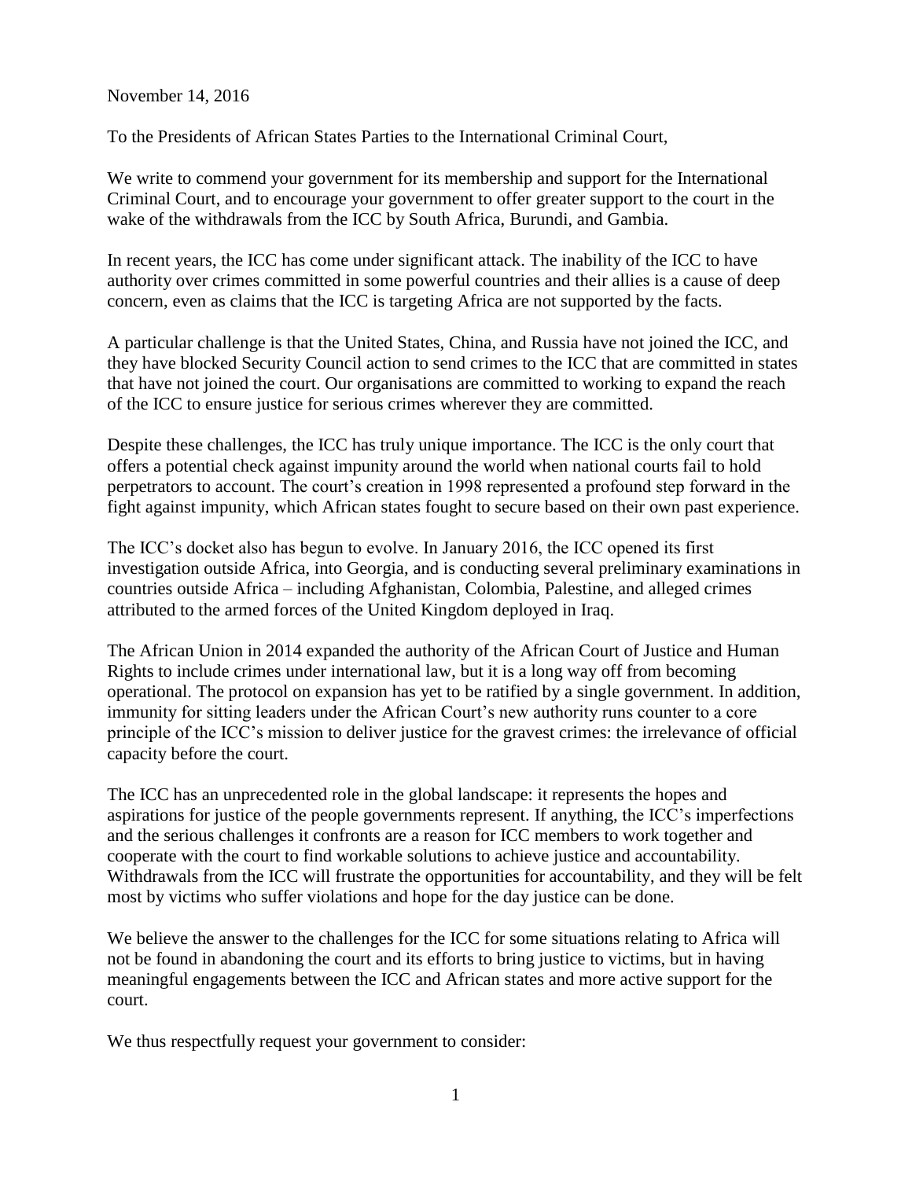November 14, 2016

To the Presidents of African States Parties to the International Criminal Court,

We write to commend your government for its membership and support for the International Criminal Court, and to encourage your government to offer greater support to the court in the wake of the withdrawals from the ICC by South Africa, Burundi, and Gambia.

In recent years, the ICC has come under significant attack. The inability of the ICC to have authority over crimes committed in some powerful countries and their allies is a cause of deep concern, even as claims that the ICC is targeting Africa are not supported by the facts.

A particular challenge is that the United States, China, and Russia have not joined the ICC, and they have blocked Security Council action to send crimes to the ICC that are committed in states that have not joined the court. Our organisations are committed to working to expand the reach of the ICC to ensure justice for serious crimes wherever they are committed.

Despite these challenges, the ICC has truly unique importance. The ICC is the only court that offers a potential check against impunity around the world when national courts fail to hold perpetrators to account. The court's creation in 1998 represented a profound step forward in the fight against impunity, which African states fought to secure based on their own past experience.

The ICC's docket also has begun to evolve. In January 2016, the ICC opened its first investigation outside Africa, into Georgia, and is conducting several preliminary examinations in countries outside Africa – including Afghanistan, Colombia, Palestine, and alleged crimes attributed to the armed forces of the United Kingdom deployed in Iraq.

The African Union in 2014 expanded the authority of the African Court of Justice and Human Rights to include crimes under international law, but it is a long way off from becoming operational. The protocol on expansion has yet to be ratified by a single government. In addition, immunity for sitting leaders under the African Court's new authority runs counter to a core principle of the ICC's mission to deliver justice for the gravest crimes: the irrelevance of official capacity before the court.

The ICC has an unprecedented role in the global landscape: it represents the hopes and aspirations for justice of the people governments represent. If anything, the ICC's imperfections and the serious challenges it confronts are a reason for ICC members to work together and cooperate with the court to find workable solutions to achieve justice and accountability. Withdrawals from the ICC will frustrate the opportunities for accountability, and they will be felt most by victims who suffer violations and hope for the day justice can be done.

We believe the answer to the challenges for the ICC for some situations relating to Africa will not be found in abandoning the court and its efforts to bring justice to victims, but in having meaningful engagements between the ICC and African states and more active support for the court.

We thus respectfully request your government to consider: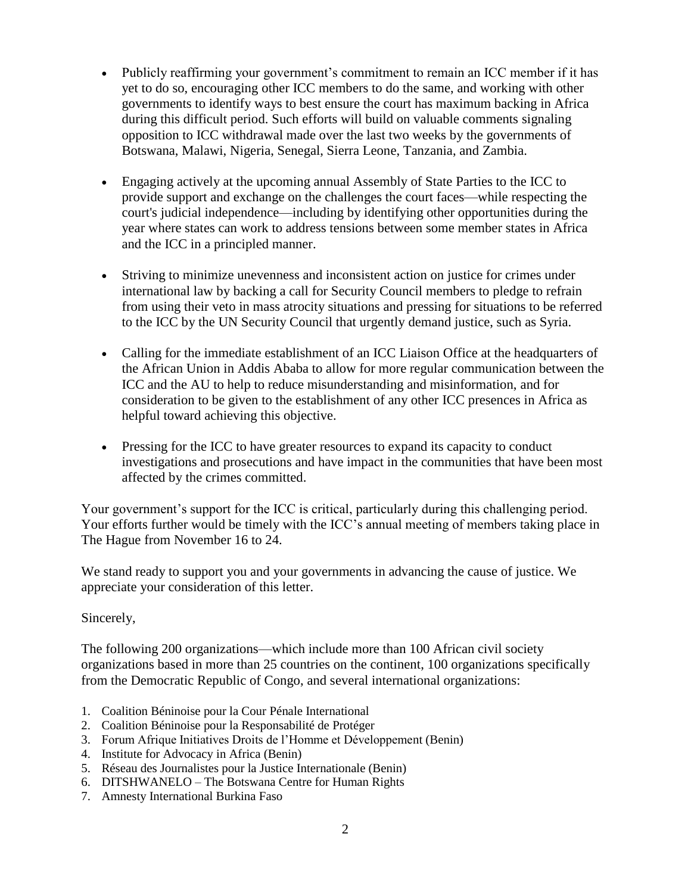- Publicly reaffirming your government's commitment to remain an ICC member if it has yet to do so, encouraging other ICC members to do the same, and working with other governments to identify ways to best ensure the court has maximum backing in Africa during this difficult period. Such efforts will build on valuable comments signaling opposition to ICC withdrawal made over the last two weeks by the governments of Botswana, Malawi, Nigeria, Senegal, Sierra Leone, Tanzania, and Zambia.

- Engaging actively at the upcoming annual Assembly of State Parties to the ICC to provide support and exchange on the challenges the court faces—while respecting the court's judicial independence—including by identifying other opportunities during the year where states can work to address tensions between some member states in Africa and the ICC in a principled manner.

- Striving to minimize unevenness and inconsistent action on justice for crimes under international law by backing a call for Security Council members to pledge to refrain from using their veto in mass atrocity situations and pressing for situations to be referred to the ICC by the UN Security Council that urgently demand justice, such as Syria.

- Calling for the immediate establishment of an ICC Liaison Office at the headquarters of the African Union in Addis Ababa to allow for more regular communication between the ICC and the AU to help to reduce misunderstanding and misinformation, and for consideration to be given to the establishment of any other ICC presences in Africa as helpful toward achieving this objective.

- Pressing for the ICC to have greater resources to expand its capacity to conduct investigations and prosecutions and have impact in the communities that have been most affected by the crimes committed.

Your government's support for the ICC is critical, particularly during this challenging period. Your efforts further would be timely with the ICC's annual meeting of members taking place in The Hague from November 16 to 24.

We stand ready to support you and your governments in advancing the cause of justice. We appreciate your consideration of this letter.

Sincerely,

The following 200 organizations—which include more than 100 African civil society organizations based in more than 25 countries on the continent, 100 organizations specifically from the Democratic Republic of Congo, and several international organizations:

1. Coalition Béninoise pour la Cour Pénale International
2. Coalition Béninoise pour la Responsabilité de Protéger
3. Forum Afrique Initiatives Droits de l'Homme et Développement (Benin)
4. Institute for Advocacy in Africa (Benin)
5. Réseau des Journalistes pour la Justice Internationale (Benin)
6. DITSHWANELO – The Botswana Centre for Human Rights
7. Amnesty International Burkina Faso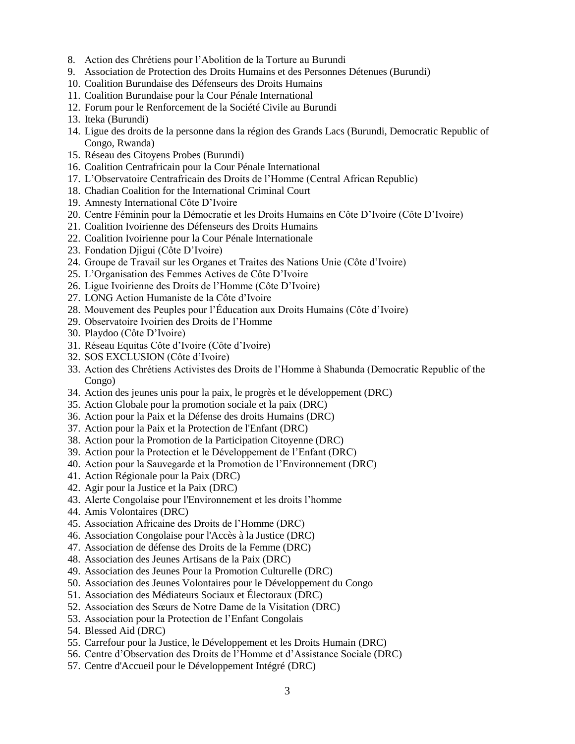8. Action des Chrétiens pour l'Abolition de la Torture au Burundi
9. Association de Protection des Droits Humains et des Personnes Détenues (Burundi)
10. Coalition Burundaise des Défenseurs des Droits Humains
11. Coalition Burundaise pour la Cour Pénale International
12. Forum pour le Renforcement de la Société Civile au Burundi
13. Iteka (Burundi)
14. Ligue des droits de la personne dans la région des Grands Lacs (Burundi, Democratic Republic of Congo, Rwanda)
15. Réseau des Citoyens Probes (Burundi)
16. Coalition Centrafricain pour la Cour Pénale International
17. L'Observatoire Centrafricain des Droits de l'Homme (Central African Republic)
18. Chadian Coalition for the International Criminal Court
19. Amnesty International Côte D'Ivoire
20. Centre Féminin pour la Démocratie et les Droits Humains en Côte D'Ivoire (Côte D'Ivoire)
21. Coalition Ivoirienne des Défenseurs des Droits Humains
22. Coalition Ivoirienne pour la Cour Pénale Internationale
23. Fondation Djigui (Côte D'Ivoire)
24. Groupe de Travail sur les Organes et Traites des Nations Unie (Côte d'Ivoire)
25. L'Organisation des Femmes Actives de Côte D'Ivoire
26. Ligue Ivoirienne des Droits de l'Homme (Côte D'Ivoire)
27. LONG Action Humaniste de la Côte d'Ivoire
28. Mouvement des Peuples pour l'Éducation aux Droits Humains (Côte d'Ivoire)
29. Observatoire Ivoirien des Droits de l'Homme
30. Playdoo (Côte D'Ivoire)
31. Réseau Equitas Côte d'Ivoire (Côte d'Ivoire)
32. SOS EXCLUSION (Côte d'Ivoire)
33. Action des Chrétiens Activistes des Droits de l'Homme à Shabunda (Democratic Republic of the Congo)
34. Action des jeunes unis pour la paix, le progrès et le développement (DRC)
35. Action Globale pour la promotion sociale et la paix (DRC)
36. Action pour la Paix et la Défense des droits Humains (DRC)
37. Action pour la Paix et la Protection de l'Enfant (DRC)
38. Action pour la Promotion de la Participation Citoyenne (DRC)
39. Action pour la Protection et le Développement de l'Enfant (DRC)
40. Action pour la Sauvegarde et la Promotion de l'Environnement (DRC)
41. Action Régionale pour la Paix (DRC)
42. Agir pour la Justice et la Paix (DRC)
43. Alerte Congolaise pour l'Environnement et les droits l'homme
44. Amis Volontaires (DRC)
45. Association Africaine des Droits de l'Homme (DRC)
46. Association Congolaise pour l'Accès à la Justice (DRC)
47. Association de défense des Droits de la Femme (DRC)
48. Association des Jeunes Artisans de la Paix (DRC)
49. Association des Jeunes Pour la Promotion Culturelle (DRC)
50. Association des Jeunes Volontaires pour le Développement du Congo
51. Association des Médiateurs Sociaux et Électoraux (DRC)
52. Association des Sœurs de Notre Dame de la Visitation (DRC)
53. Association pour la Protection de l'Enfant Congolais
54. Blessed Aid (DRC)
55. Carrefour pour la Justice, le Développement et les Droits Humain (DRC)
56. Centre d'Observation des Droits de l'Homme et d'Assistance Sociale (DRC)
57. Centre d'Accueil pour le Développement Intégré (DRC)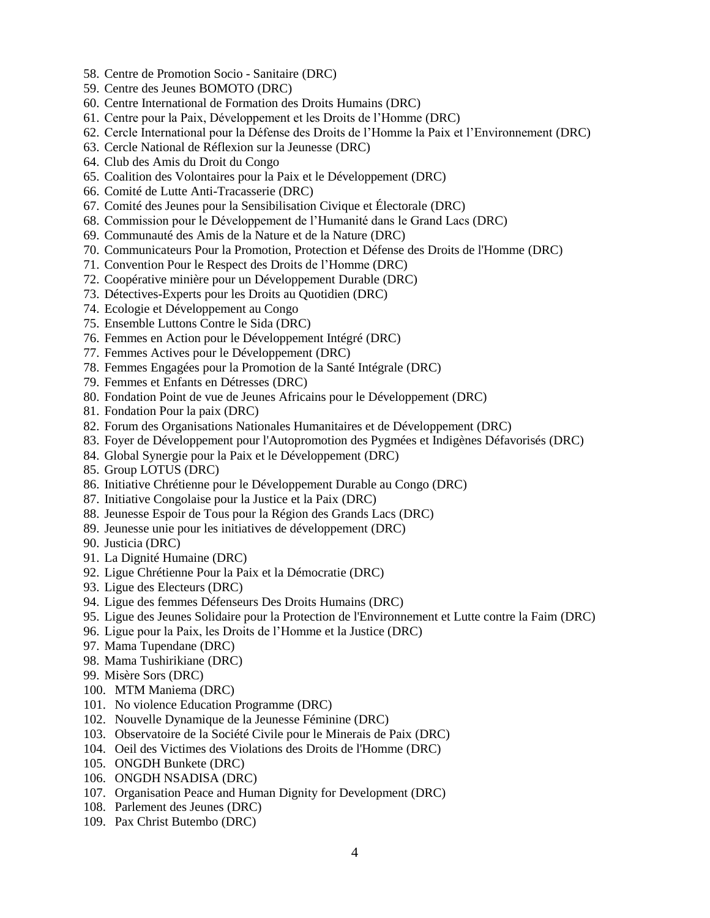58. Centre de Promotion Socio - Sanitaire (DRC)
59. Centre des Jeunes BOMOTO (DRC)
60. Centre International de Formation des Droits Humains (DRC)
61. Centre pour la Paix, Développement et les Droits de l'Homme (DRC)
62. Cercle International pour la Défense des Droits de l'Homme la Paix et l'Environnement (DRC)
63. Cercle National de Réflexion sur la Jeunesse (DRC)
64. Club des Amis du Droit du Congo
65. Coalition des Volontaires pour la Paix et le Développement (DRC)
66. Comité de Lutte Anti-Tracasserie (DRC)
67. Comité des Jeunes pour la Sensibilisation Civique et Électorale (DRC)
68. Commission pour le Développement de l'Humanité dans le Grand Lacs (DRC)
69. Communauté des Amis de la Nature et de la Nature (DRC)
70. Communicateurs Pour la Promotion, Protection et Défense des Droits de l'Homme (DRC)
71. Convention Pour le Respect des Droits de l'Homme (DRC)
72. Coopérative minière pour un Développement Durable (DRC)
73. Détectives-Experts pour les Droits au Quotidien (DRC)
74. Ecologie et Développement au Congo
75. Ensemble Luttons Contre le Sida (DRC)
76. Femmes en Action pour le Développement Intégré (DRC)
77. Femmes Actives pour le Développement (DRC)
78. Femmes Engagées pour la Promotion de la Santé Intégrale (DRC)
79. Femmes et Enfants en Détresses (DRC)
80. Fondation Point de vue de Jeunes Africains pour le Développement (DRC)
81. Fondation Pour la paix (DRC)
82. Forum des Organisations Nationales Humanitaires et de Développement (DRC)
83. Foyer de Développement pour l'Autopromotion des Pygmées et Indigènes Défavorisés (DRC)
84. Global Synergie pour la Paix et le Développement (DRC)
85. Group LOTUS (DRC)
86. Initiative Chrétienne pour le Développement Durable au Congo (DRC)
87. Initiative Congolaise pour la Justice et la Paix (DRC)
88. Jeunesse Espoir de Tous pour la Région des Grands Lacs (DRC)
89. Jeunesse unie pour les initiatives de développement (DRC)
90. Justicia (DRC)
91. La Dignité Humaine (DRC)
92. Ligue Chrétienne Pour la Paix et la Démocratie (DRC)
93. Ligue des Electeurs (DRC)
94. Ligue des femmes Défenseurs Des Droits Humains (DRC)
95. Ligue des Jeunes Solidaire pour la Protection de l'Environnement et Lutte contre la Faim (DRC)
96. Ligue pour la Paix, les Droits de l'Homme et la Justice (DRC)
97. Mama Tupendane (DRC)
98. Mama Tushirikiane (DRC)
99. Misère Sors (DRC)
100. MTM Maniema (DRC)
101. No violence Education Programme (DRC)
102. Nouvelle Dynamique de la Jeunesse Féminine (DRC)
103. Observatoire de la Société Civile pour le Minerais de Paix (DRC)
104. Oeil des Victimes des Violations des Droits de l'Homme (DRC)
105. ONGDH Bunkete (DRC)
106. ONGDH NSADISA (DRC)
107. Organisation Peace and Human Dignity for Development (DRC)
108. Parlement des Jeunes (DRC)
109. Pax Christ Butembo (DRC)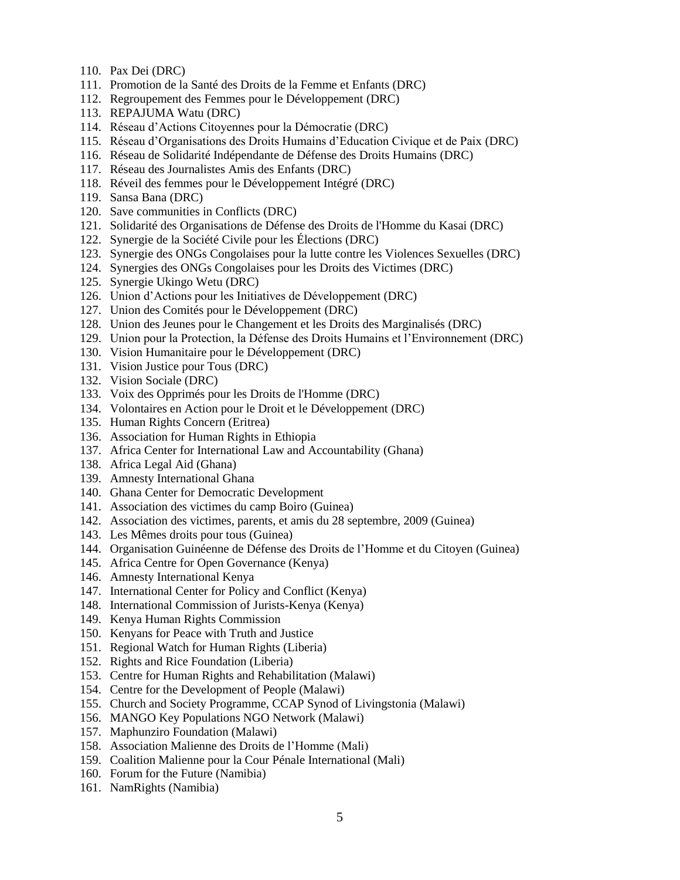110. Pax Dei (DRC)
111. Promotion de la Santé des Droits de la Femme et Enfants (DRC)
112. Regroupement des Femmes pour le Développement (DRC)
113. REPAJUMA Watu (DRC)
114. Réseau d'Actions Citoyennes pour la Démocratie (DRC)
115. Réseau d'Organisations des Droits Humains d'Education Civique et de Paix (DRC)
116. Réseau de Solidarité Indépendante de Défense des Droits Humains (DRC)
117. Réseau des Journalistes Amis des Enfants (DRC)
118. Réveil des femmes pour le Développement Intégré (DRC)
119. Sansa Bana (DRC)
120. Save communities in Conflicts (DRC)
121. Solidarité des Organisations de Défense des Droits de l'Homme du Kasai (DRC)
122. Synergie de la Société Civile pour les Élections (DRC)
123. Synergie des ONGs Congolaises pour la lutte contre les Violences Sexuelles (DRC)
124. Synergies des ONGs Congolaises pour les Droits des Victimes (DRC)
125. Synergie Ukingo Wetu (DRC)
126. Union d'Actions pour les Initiatives de Développement (DRC)
127. Union des Comités pour le Développement (DRC)
128. Union des Jeunes pour le Changement et les Droits des Marginalisés (DRC)
129. Union pour la Protection, la Défense des Droits Humains et l'Environnement (DRC)
130. Vision Humanitaire pour le Développement (DRC)
131. Vision Justice pour Tous (DRC)
132. Vision Sociale (DRC)
133. Voix des Opprimés pour les Droits de l'Homme (DRC)
134. Volontaires en Action pour le Droit et le Développement (DRC)
135. Human Rights Concern (Eritrea)
136. Association for Human Rights in Ethiopia
137. Africa Center for International Law and Accountability (Ghana)
138. Africa Legal Aid (Ghana)
139. Amnesty International Ghana
140. Ghana Center for Democratic Development
141. Association des victimes du camp Boiro (Guinea)
142. Association des victimes, parents, et amis du 28 septembre, 2009 (Guinea)
143. Les Mêmes droits pour tous (Guinea)
144. Organisation Guinéenne de Défense des Droits de l'Homme et du Citoyen (Guinea)
145. Africa Centre for Open Governance (Kenya)
146. Amnesty International Kenya
147. International Center for Policy and Conflict (Kenya)
148. International Commission of Jurists-Kenya (Kenya)
149. Kenya Human Rights Commission
150. Kenyans for Peace with Truth and Justice
151. Regional Watch for Human Rights (Liberia)
152. Rights and Rice Foundation (Liberia)
153. Centre for Human Rights and Rehabilitation (Malawi)
154. Centre for the Development of People (Malawi)
155. Church and Society Programme, CCAP Synod of Livingstonia (Malawi)
156. MANGO Key Populations NGO Network (Malawi)
157. Maphunziro Foundation (Malawi)
158. Association Malienne des Droits de l'Homme (Mali)
159. Coalition Malienne pour la Cour Pénale International (Mali)
160. Forum for the Future (Namibia)
161. NamRights (Namibia)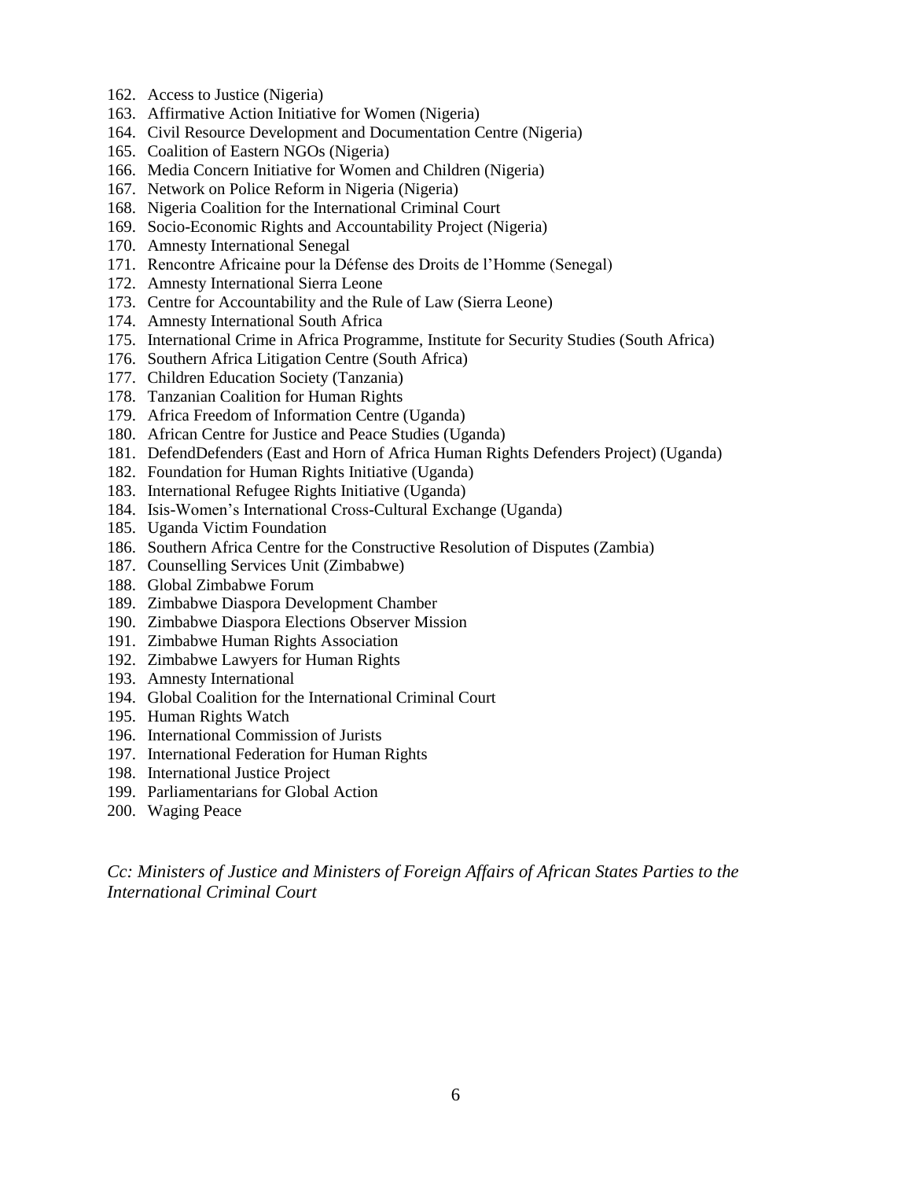162. Access to Justice (Nigeria)
163. Affirmative Action Initiative for Women (Nigeria)
164. Civil Resource Development and Documentation Centre (Nigeria)
165. Coalition of Eastern NGOs (Nigeria)
166. Media Concern Initiative for Women and Children (Nigeria)
167. Network on Police Reform in Nigeria (Nigeria)
168. Nigeria Coalition for the International Criminal Court
169. Socio-Economic Rights and Accountability Project (Nigeria)
170. Amnesty International Senegal
171. Rencontre Africaine pour la Défense des Droits de l'Homme (Senegal)
172. Amnesty International Sierra Leone
173. Centre for Accountability and the Rule of Law (Sierra Leone)
174. Amnesty International South Africa
175. International Crime in Africa Programme, Institute for Security Studies (South Africa)
176. Southern Africa Litigation Centre (South Africa)
177. Children Education Society (Tanzania)
178. Tanzanian Coalition for Human Rights
179. Africa Freedom of Information Centre (Uganda)
180. African Centre for Justice and Peace Studies (Uganda)
181. DefendDefenders (East and Horn of Africa Human Rights Defenders Project) (Uganda)
182. Foundation for Human Rights Initiative (Uganda)
183. International Refugee Rights Initiative (Uganda)
184. Isis-Women's International Cross-Cultural Exchange (Uganda)
185. Uganda Victim Foundation
186. Southern Africa Centre for the Constructive Resolution of Disputes (Zambia)
187. Counselling Services Unit (Zimbabwe)
188. Global Zimbabwe Forum
189. Zimbabwe Diaspora Development Chamber
190. Zimbabwe Diaspora Elections Observer Mission
191. Zimbabwe Human Rights Association
192. Zimbabwe Lawyers for Human Rights
193. Amnesty International
194. Global Coalition for the International Criminal Court
195. Human Rights Watch
196. International Commission of Jurists
197. International Federation for Human Rights
198. International Justice Project
199. Parliamentarians for Global Action
200. Waging Peace

*Cc: Ministers of Justice and Ministers of Foreign Affairs of African States Parties to the International Criminal Court*